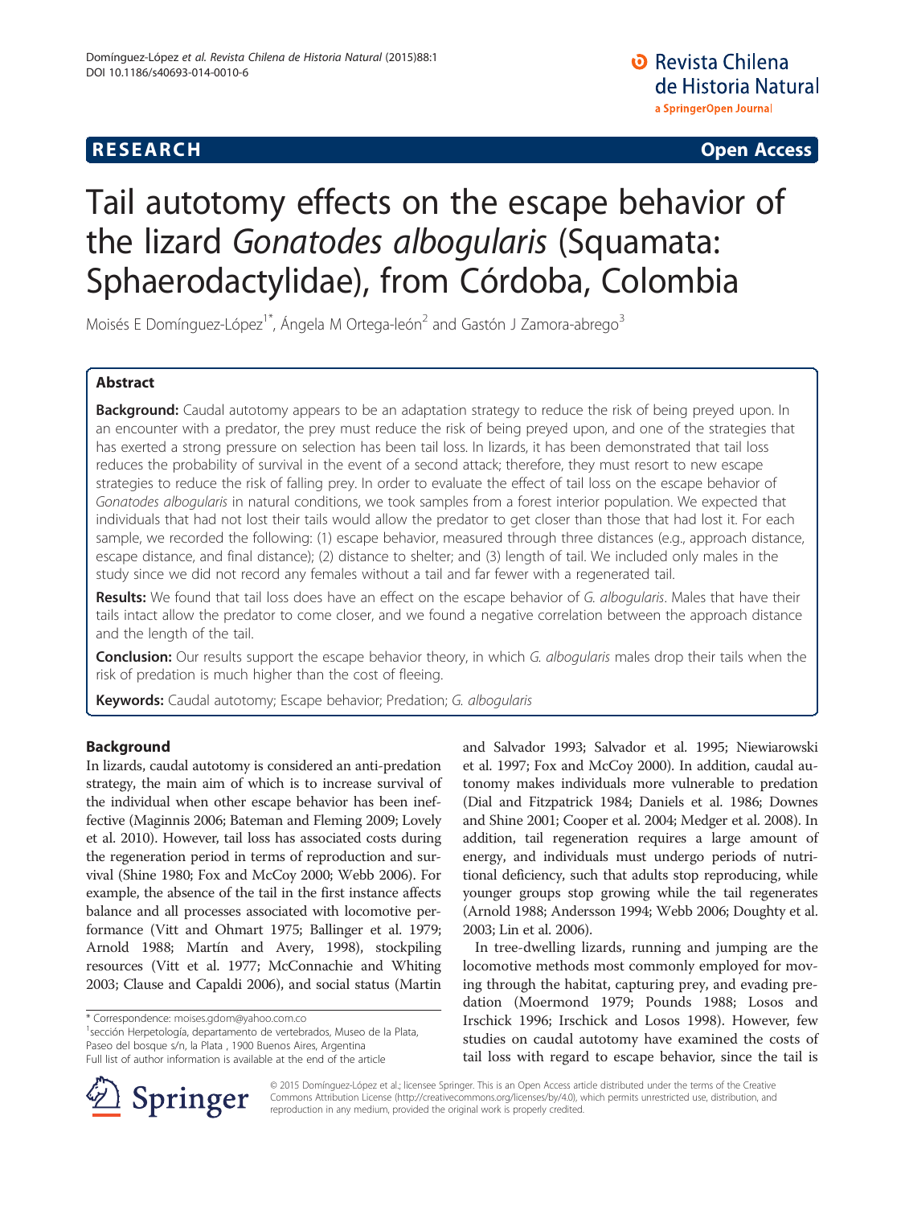**RESEARCH** **Open Access**

# Tail autotomy effects on the escape behavior of the lizard *Gonatodes albogularis* (Squamata: Sphaerodactylidae), from Córdoba, Colombia

Moisés E Domínguez-López[1*], Ángela M Ortega-león[2] and Gastón J Zamora-abrego[3]

## Abstract

**Background:** Caudal autotomy appears to be an adaptation strategy to reduce the risk of being preyed upon. In an encounter with a predator, the prey must reduce the risk of being preyed upon, and one of the strategies that has exerted a strong pressure on selection has been tail loss. In lizards, it has been demonstrated that tail loss reduces the probability of survival in the event of a second attack; therefore, they must resort to new escape strategies to reduce the risk of falling prey. In order to evaluate the effect of tail loss on the escape behavior of *Gonatodes albogularis* in natural conditions, we took samples from a forest interior population. We expected that individuals that had not lost their tails would allow the predator to get closer than those that had lost it. For each sample, we recorded the following: (1) escape behavior, measured through three distances (e.g., approach distance, escape distance, and final distance); (2) distance to shelter; and (3) length of tail. We included only males in the study since we did not record any females without a tail and far fewer with a regenerated tail.

**Results:** We found that tail loss does have an effect on the escape behavior of *G. albogularis*. Males that have their tails intact allow the predator to come closer, and we found a negative correlation between the approach distance and the length of the tail.

**Conclusion:** Our results support the escape behavior theory, in which *G. albogularis* males drop their tails when the risk of predation is much higher than the cost of fleeing.

**Keywords:** Caudal autotomy; Escape behavior; Predation; *G. albogularis*

## Background

In lizards, caudal autotomy is considered an anti-predation strategy, the main aim of which is to increase survival of the individual when other escape behavior has been ineffective (Maginnis 2006; Bateman and Fleming 2009; Lovely et al. 2010). However, tail loss has associated costs during the regeneration period in terms of reproduction and survival (Shine 1980; Fox and McCoy 2000; Webb 2006). For example, the absence of the tail in the first instance affects balance and all processes associated with locomotive performance (Vitt and Ohmart 1975; Ballinger et al. 1979; Arnold 1988; Martín and Avery, 1998), stockpiling resources (Vitt et al. 1977; McConnachie and Whiting 2003; Clause and Capaldi 2006), and social status (Martin and Salvador 1993; Salvador et al. 1995; Niewiarowski et al. 1997; Fox and McCoy 2000). In addition, caudal autonomy makes individuals more vulnerable to predation (Dial and Fitzpatrick 1984; Daniels et al. 1986; Downes and Shine 2001; Cooper et al. 2004; Medger et al. 2008). In addition, tail regeneration requires a large amount of energy, and individuals must undergo periods of nutritional deficiency, such that adults stop reproducing, while younger groups stop growing while the tail regenerates (Arnold 1988; Andersson 1994; Webb 2006; Doughty et al. 2003; Lin et al. 2006).

In tree-dwelling lizards, running and jumping are the locomotive methods most commonly employed for moving through the habitat, capturing prey, and evading predation (Moermond 1979; Pounds 1988; Losos and Irschick 1996; Irschick and Losos 1998). However, few studies on caudal autotomy have examined the costs of tail loss with regard to escape behavior, since the tail is

\* Correspondence: moises.gdom@yahoo.com.co
[1]sección Herpetología, departamento de vertebrados, Museo de la Plata, Paseo del bosque s/n, la Plata , 1900 Buenos Aires, Argentina
Full list of author information is available at the end of the article

© 2015 Domínguez-López et al.; licensee Springer. This is an Open Access article distributed under the terms of the Creative Commons Attribution License (http://creativecommons.org/licenses/by/4.0), which permits unrestricted use, distribution, and reproduction in any medium, provided the original work is properly credited.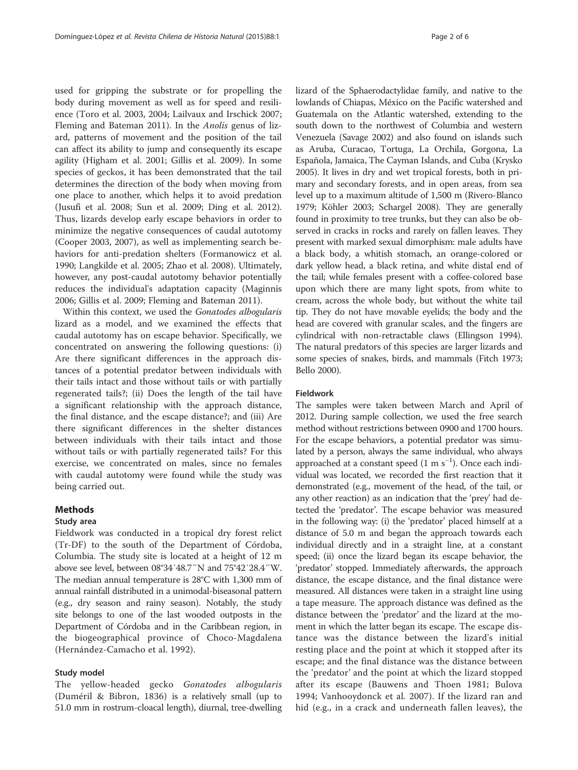used for gripping the substrate or for propelling the body during movement as well as for speed and resilience (Toro et al. 2003, 2004; Lailvaux and Irschick 2007; Fleming and Bateman 2011). In the *Anolis* genus of lizard, patterns of movement and the position of the tail can affect its ability to jump and consequently its escape agility (Higham et al. 2001; Gillis et al. 2009). In some species of geckos, it has been demonstrated that the tail determines the direction of the body when moving from one place to another, which helps it to avoid predation (Jusufi et al. 2008; Sun et al. 2009; Ding et al. 2012). Thus, lizards develop early escape behaviors in order to minimize the negative consequences of caudal autotomy (Cooper 2003, 2007), as well as implementing search behaviors for anti-predation shelters (Formanowicz et al. 1990; Langkilde et al. 2005; Zhao et al. 2008). Ultimately, however, any post-caudal autotomy behavior potentially reduces the individual's adaptation capacity (Maginnis 2006; Gillis et al. 2009; Fleming and Bateman 2011).

Within this context, we used the *Gonatodes albogularis* lizard as a model, and we examined the effects that caudal autotomy has on escape behavior. Specifically, we concentrated on answering the following questions: (i) Are there significant differences in the approach distances of a potential predator between individuals with their tails intact and those without tails or with partially regenerated tails?; (ii) Does the length of the tail have a significant relationship with the approach distance, the final distance, and the escape distance?; and (iii) Are there significant differences in the shelter distances between individuals with their tails intact and those without tails or with partially regenerated tails? For this exercise, we concentrated on males, since no females with caudal autotomy were found while the study was being carried out.

## Methods

### Study area

Fieldwork was conducted in a tropical dry forest relict (Tr-DF) to the south of the Department of Córdoba, Columbia. The study site is located at a height of 12 m above see level, between 08°34′48.7″N and 75°42′28.4″W. The median annual temperature is 28°C with 1,300 mm of annual rainfall distributed in a unimodal-biseasonal pattern (e.g., dry season and rainy season). Notably, the study site belongs to one of the last wooded outposts in the Department of Córdoba and in the Caribbean region, in the biogeographical province of Choco-Magdalena (Hernández-Camacho et al. 1992).

### Study model

The yellow-headed gecko *Gonatodes albogularis* (Duméril & Bibron, 1836) is a relatively small (up to 51.0 mm in rostrum-cloacal length), diurnal, tree-dwelling lizard of the Sphaerodactylidae family, and native to the lowlands of Chiapas, México on the Pacific watershed and Guatemala on the Atlantic watershed, extending to the south down to the northwest of Columbia and western Venezuela (Savage 2002) and also found on islands such as Aruba, Curacao, Tortuga, La Orchila, Gorgona, La Española, Jamaica, The Cayman Islands, and Cuba (Krysko 2005). It lives in dry and wet tropical forests, both in primary and secondary forests, and in open areas, from sea level up to a maximum altitude of 1,500 m (Rivero-Blanco 1979; Köhler 2003; Schargel 2008). They are generally found in proximity to tree trunks, but they can also be observed in cracks in rocks and rarely on fallen leaves. They present with marked sexual dimorphism: male adults have a black body, a whitish stomach, an orange-colored or dark yellow head, a black retina, and white distal end of the tail; while females present with a coffee-colored base upon which there are many light spots, from white to cream, across the whole body, but without the white tail tip. They do not have movable eyelids; the body and the head are covered with granular scales, and the fingers are cylindrical with non-retractable claws (Ellingson 1994). The natural predators of this species are larger lizards and some species of snakes, birds, and mammals (Fitch 1973; Bello 2000).

### Fieldwork

The samples were taken between March and April of 2012. During sample collection, we used the free search method without restrictions between 0900 and 1700 hours. For the escape behaviors, a potential predator was simulated by a person, always the same individual, who always approached at a constant speed ($1 \text{ m s}^{-1}$). Once each individual was located, we recorded the first reaction that it demonstrated (e.g., movement of the head, of the tail, or any other reaction) as an indication that the 'prey' had detected the 'predator'. The escape behavior was measured in the following way: (i) the 'predator' placed himself at a distance of 5.0 m and began the approach towards each individual directly and in a straight line, at a constant speed; (ii) once the lizard began its escape behavior, the 'predator' stopped. Immediately afterwards, the approach distance, the escape distance, and the final distance were measured. All distances were taken in a straight line using a tape measure. The approach distance was defined as the distance between the 'predator' and the lizard at the moment in which the latter began its escape. The escape distance was the distance between the lizard's initial resting place and the point at which it stopped after its escape; and the final distance was the distance between the 'predator' and the point at which the lizard stopped after its escape (Bauwens and Thoen 1981; Bulova 1994; Vanhooydonck et al. 2007). If the lizard ran and hid (e.g., in a crack and underneath fallen leaves), the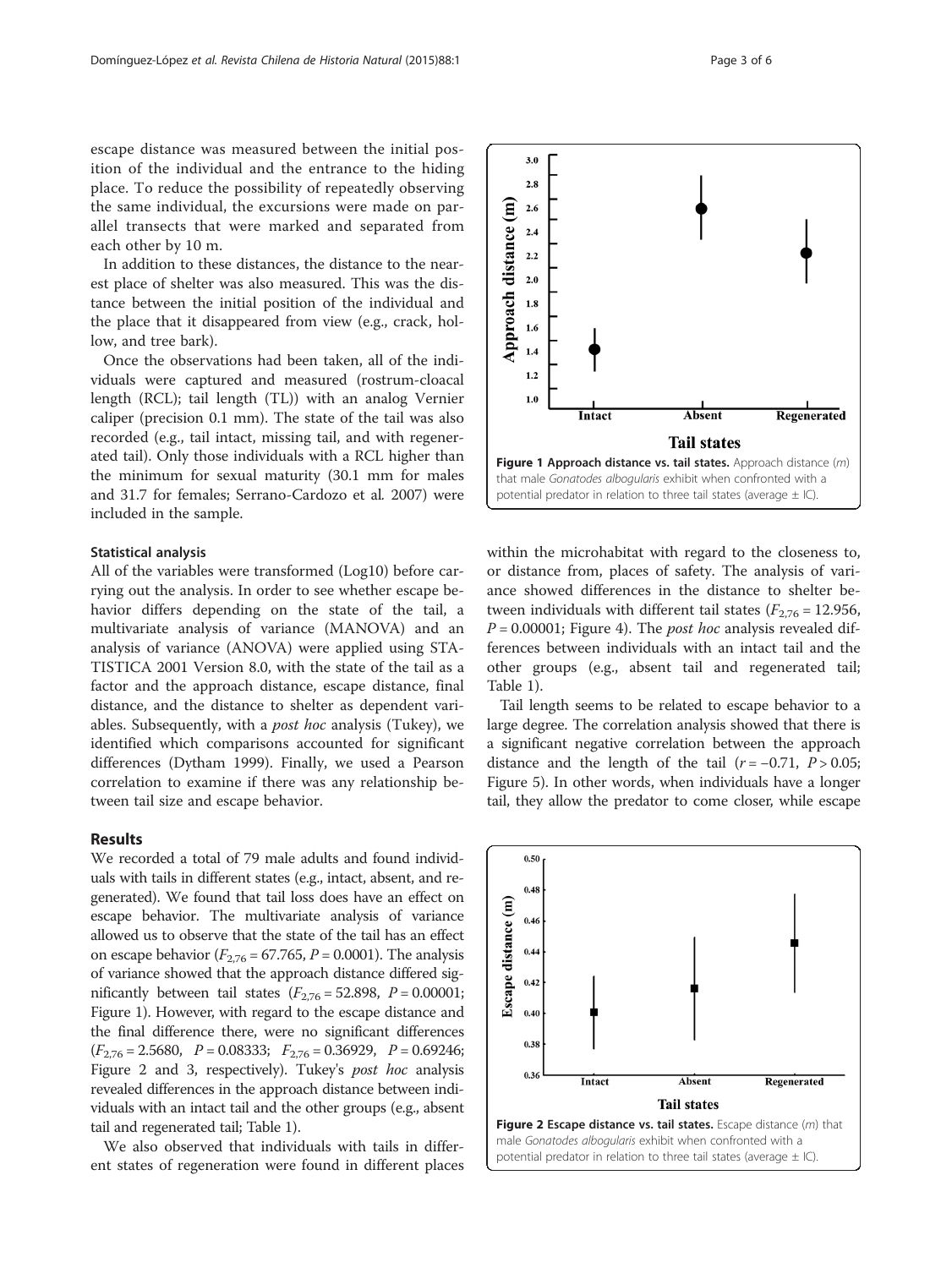escape distance was measured between the initial position of the individual and the entrance to the hiding place. To reduce the possibility of repeatedly observing the same individual, the excursions were made on parallel transects that were marked and separated from each other by 10 m.

In addition to these distances, the distance to the nearest place of shelter was also measured. This was the distance between the initial position of the individual and the place that it disappeared from view (e.g., crack, hollow, and tree bark).

Once the observations had been taken, all of the individuals were captured and measured (rostrum-cloacal length (RCL); tail length (TL)) with an analog Vernier caliper (precision 0.1 mm). The state of the tail was also recorded (e.g., tail intact, missing tail, and with regenerated tail). Only those individuals with a RCL higher than the minimum for sexual maturity (30.1 mm for males and 31.7 for females; Serrano-Cardozo et al. 2007) were included in the sample.

#### Statistical analysis

All of the variables were transformed (Log10) before carrying out the analysis. In order to see whether escape behavior differs depending on the state of the tail, a multivariate analysis of variance (MANOVA) and an analysis of variance (ANOVA) were applied using STATISTICA 2001 Version 8.0, with the state of the tail as a factor and the approach distance, escape distance, final distance, and the distance to shelter as dependent variables. Subsequently, with a *post hoc* analysis (Tukey), we identified which comparisons accounted for significant differences (Dytham 1999). Finally, we used a Pearson correlation to examine if there was any relationship between tail size and escape behavior.

## Results

We recorded a total of 79 male adults and found individuals with tails in different states (e.g., intact, absent, and regenerated). We found that tail loss does have an effect on escape behavior. The multivariate analysis of variance allowed us to observe that the state of the tail has an effect on escape behavior ($F_{2,76}$ = 67.765, $P$ = 0.0001). The analysis of variance showed that the approach distance differed significantly between tail states ($F_{2,76}$ = 52.898, $P$ = 0.00001; Figure 1). However, with regard to the escape distance and the final difference there, were no significant differences ($F_{2,76}$ = 2.5680, $P$ = 0.08333; $F_{2,76}$ = 0.36929, $P$ = 0.69246; Figure 2 and 3, respectively). Tukey's *post hoc* analysis revealed differences in the approach distance between individuals with an intact tail and the other groups (e.g., absent tail and regenerated tail; Table 1).

We also observed that individuals with tails in different states of regeneration were found in different places within the microhabitat with regard to the closeness to, or distance from, places of safety. The analysis of variance showed differences in the distance to shelter between individuals with different tail states ($F_{2,76}$ = 12.956, $P$ = 0.00001; Figure 4). The *post hoc* analysis revealed differences between individuals with an intact tail and the other groups (e.g., absent tail and regenerated tail; Table 1).

Tail length seems to be related to escape behavior to a large degree. The correlation analysis showed that there is a significant negative correlation between the approach distance and the length of the tail ($r$ = −0.71, $P$ > 0.05; Figure 5). In other words, when individuals have a longer tail, they allow the predator to come closer, while escape

**Figure 1 Approach distance vs. tail states.** Approach distance (*m*) that male *Gonatodes albogularis* exhibit when confronted with a potential predator in relation to three tail states (average ± IC).

**Figure 2 Escape distance vs. tail states.** Escape distance (*m*) that male *Gonatodes albogularis* exhibit when confronted with a potential predator in relation to three tail states (average ± IC).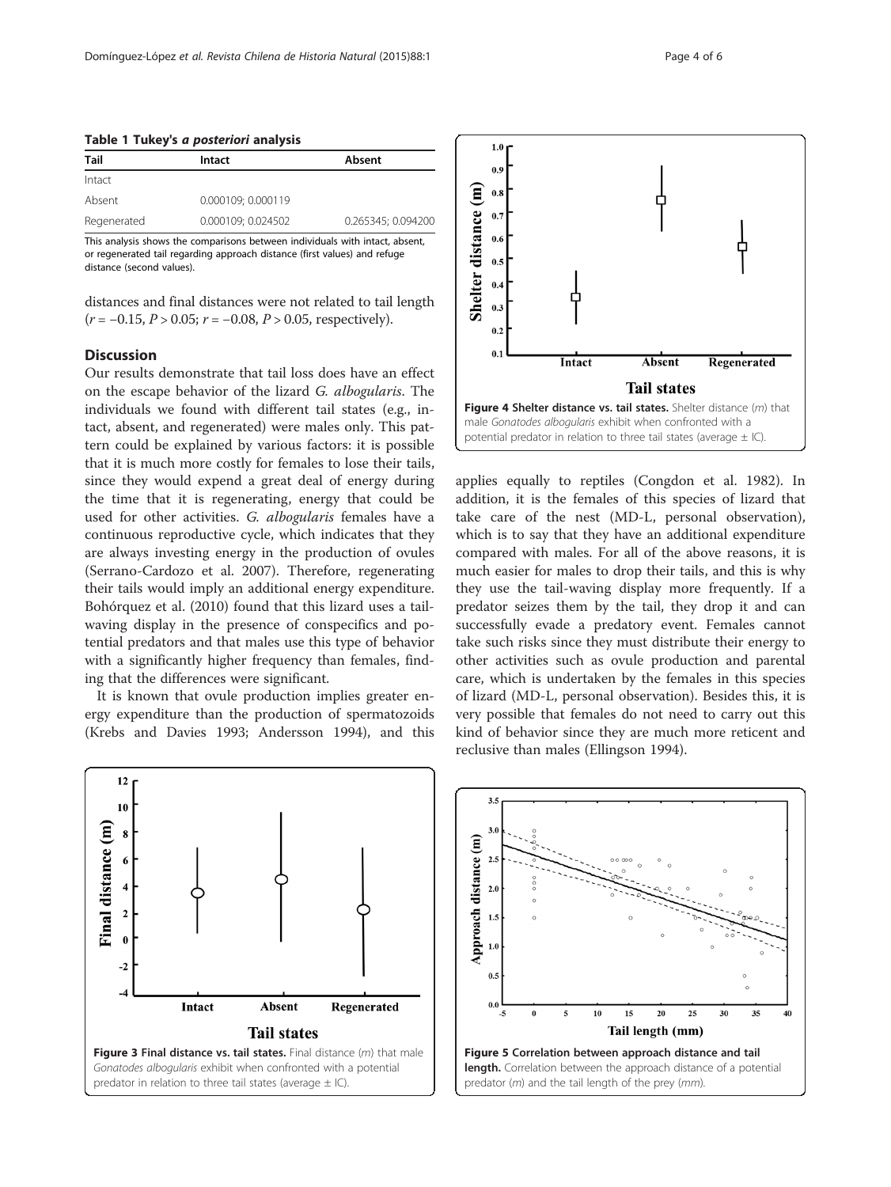**Table 1 Tukey's *a posteriori* analysis**

| Tail | Intact | Absent |
| --- | --- | --- |
| Intact | | |
| Absent | 0.000109; 0.000119 | |
| Regenerated | 0.000109; 0.024502 | 0.265345; 0.094200 |

This analysis shows the comparisons between individuals with intact, absent, or regenerated tail regarding approach distance (first values) and refuge distance (second values).

distances and final distances were not related to tail length ($r = -0.15$, $P > 0.05$; $r = -0.08$, $P > 0.05$, respectively).

## Discussion

Our results demonstrate that tail loss does have an effect on the escape behavior of the lizard *G. albogularis*. The individuals we found with different tail states (e.g., intact, absent, and regenerated) were males only. This pattern could be explained by various factors: it is possible that it is much more costly for females to lose their tails, since they would expend a great deal of energy during the time that it is regenerating, energy that could be used for other activities. *G. albogularis* females have a continuous reproductive cycle, which indicates that they are always investing energy in the production of ovules (Serrano-Cardozo et al. 2007). Therefore, regenerating their tails would imply an additional energy expenditure. Bohórquez et al. (2010) found that this lizard uses a tail-waving display in the presence of conspecifics and potential predators and that males use this type of behavior with a significantly higher frequency than females, finding that the differences were significant.

It is known that ovule production implies greater energy expenditure than the production of spermatozoids (Krebs and Davies 1993; Andersson 1994), and this applies equally to reptiles (Congdon et al. 1982). In addition, it is the females of this species of lizard that take care of the nest (MD-L, personal observation), which is to say that they have an additional expenditure compared with males. For all of the above reasons, it is much easier for males to drop their tails, and this is why they use the tail-waving display more frequently. If a predator seizes them by the tail, they drop it and can successfully evade a predatory event. Females cannot take such risks since they must distribute their energy to other activities such as ovule production and parental care, which is undertaken by the females in this species of lizard (MD-L, personal observation). Besides this, it is very possible that females do not need to carry out this kind of behavior since they are much more reticent and reclusive than males (Ellingson 1994).

**Figure 4 Shelter distance vs. tail states.** Shelter distance (*m*) that male *Gonatodes albogularis* exhibit when confronted with a potential predator in relation to three tail states (average ± IC).

**Figure 3 Final distance vs. tail states.** Final distance (*m*) that male *Gonatodes albogularis* exhibit when confronted with a potential predator in relation to three tail states (average ± IC).

**Figure 5 Correlation between approach distance and tail length.** Correlation between the approach distance of a potential predator (*m*) and the tail length of the prey (*mm*).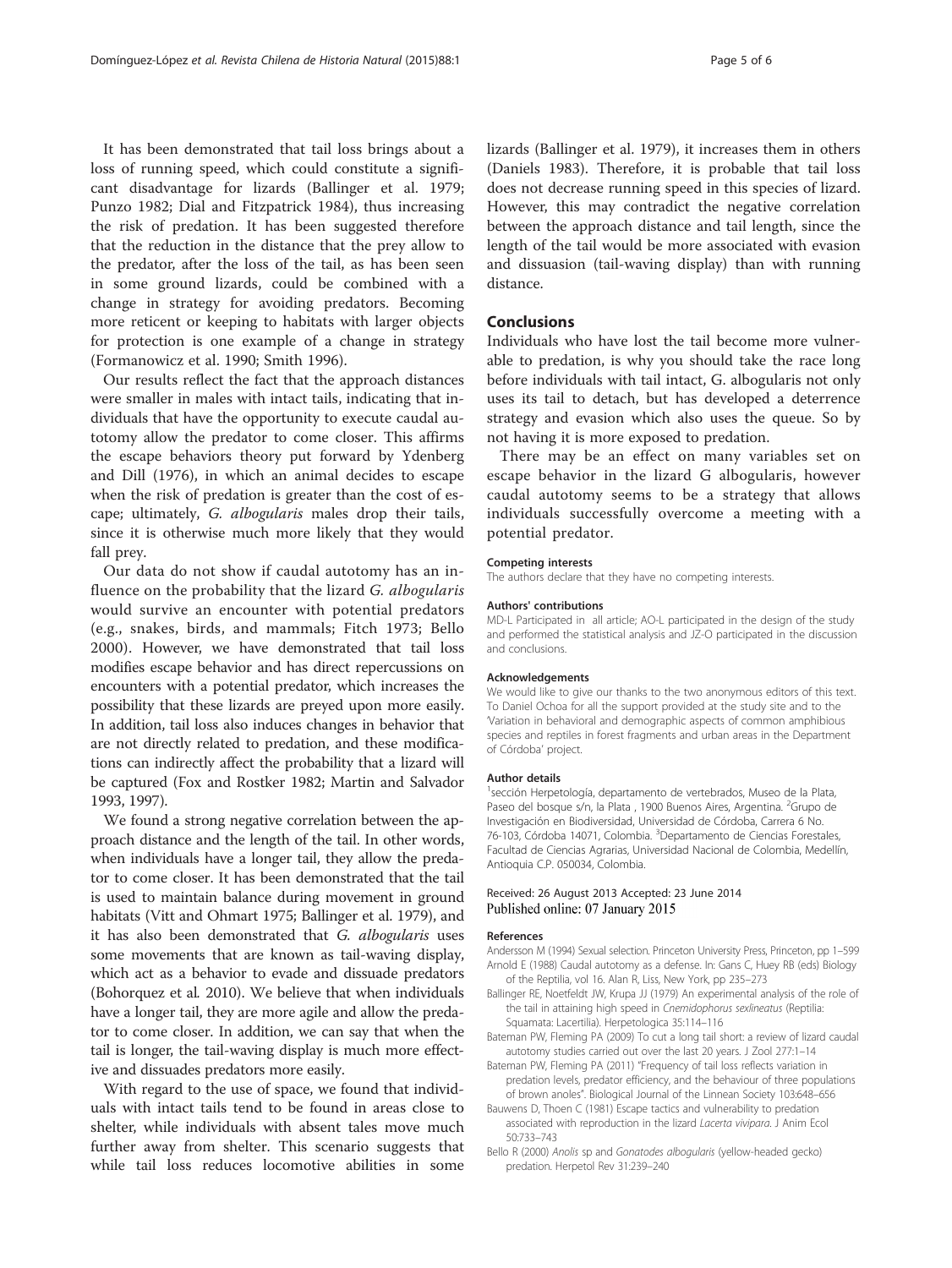It has been demonstrated that tail loss brings about a loss of running speed, which could constitute a significant disadvantage for lizards (Ballinger et al. 1979; Punzo 1982; Dial and Fitzpatrick 1984), thus increasing the risk of predation. It has been suggested therefore that the reduction in the distance that the prey allow to the predator, after the loss of the tail, as has been seen in some ground lizards, could be combined with a change in strategy for avoiding predators. Becoming more reticent or keeping to habitats with larger objects for protection is one example of a change in strategy (Formanowicz et al. 1990; Smith 1996).

Our results reflect the fact that the approach distances were smaller in males with intact tails, indicating that individuals that have the opportunity to execute caudal autotomy allow the predator to come closer. This affirms the escape behaviors theory put forward by Ydenberg and Dill (1976), in which an animal decides to escape when the risk of predation is greater than the cost of escape; ultimately, *G. albogularis* males drop their tails, since it is otherwise much more likely that they would fall prey.

Our data do not show if caudal autotomy has an influence on the probability that the lizard *G. albogularis* would survive an encounter with potential predators (e.g., snakes, birds, and mammals; Fitch 1973; Bello 2000). However, we have demonstrated that tail loss modifies escape behavior and has direct repercussions on encounters with a potential predator, which increases the possibility that these lizards are preyed upon more easily. In addition, tail loss also induces changes in behavior that are not directly related to predation, and these modifications can indirectly affect the probability that a lizard will be captured (Fox and Rostker 1982; Martin and Salvador 1993, 1997).

We found a strong negative correlation between the approach distance and the length of the tail. In other words, when individuals have a longer tail, they allow the predator to come closer. It has been demonstrated that the tail is used to maintain balance during movement in ground habitats (Vitt and Ohmart 1975; Ballinger et al. 1979), and it has also been demonstrated that *G. albogularis* uses some movements that are known as tail-waving display, which act as a behavior to evade and dissuade predators (Bohorquez et al. 2010). We believe that when individuals have a longer tail, they are more agile and allow the predator to come closer. In addition, we can say that when the tail is longer, the tail-waving display is much more effective and dissuades predators more easily.

With regard to the use of space, we found that individuals with intact tails tend to be found in areas close to shelter, while individuals with absent tales move much further away from shelter. This scenario suggests that while tail loss reduces locomotive abilities in some lizards (Ballinger et al. 1979), it increases them in others (Daniels 1983). Therefore, it is probable that tail loss does not decrease running speed in this species of lizard. However, this may contradict the negative correlation between the approach distance and tail length, since the length of the tail would be more associated with evasion and dissuasion (tail-waving display) than with running distance.

## Conclusions

Individuals who have lost the tail become more vulnerable to predation, is why you should take the race long before individuals with tail intact, G. albogularis not only uses its tail to detach, but has developed a deterrence strategy and evasion which also uses the queue. So by not having it is more exposed to predation.

There may be an effect on many variables set on escape behavior in the lizard G albogularis, however caudal autotomy seems to be a strategy that allows individuals successfully overcome a meeting with a potential predator.

#### Competing interests

The authors declare that they have no competing interests.

#### Authors' contributions

MD-L Participated in all article; AO-L participated in the design of the study and performed the statistical analysis and JZ-O participated in the discussion and conclusions.

#### Acknowledgements

We would like to give our thanks to the two anonymous editors of this text. To Daniel Ochoa for all the support provided at the study site and to the 'Variation in behavioral and demographic aspects of common amphibious species and reptiles in forest fragments and urban areas in the Department of Córdoba' project.

#### Author details

[1]sección Herpetología, departamento de vertebrados, Museo de la Plata, Paseo del bosque s/n, la Plata , 1900 Buenos Aires, Argentina. [2]Grupo de Investigación en Biodiversidad, Universidad de Córdoba, Carrera 6 No. 76-103, Córdoba 14071, Colombia. [3]Departamento de Ciencias Forestales, Facultad de Ciencias Agrarias, Universidad Nacional de Colombia, Medellín, Antioquia C.P. 050034, Colombia.

Received: 26 August 2013 Accepted: 23 June 2014
Published online: 07 January 2015

#### References

Andersson M (1994) Sexual selection. Princeton University Press, Princeton, pp 1–599

Arnold E (1988) Caudal autotomy as a defense. In: Gans C, Huey RB (eds) Biology of the Reptilia, vol 16. Alan R, Liss, New York, pp 235–273

Ballinger RE, Noetfeldt JW, Krupa JJ (1979) An experimental analysis of the role of the tail in attaining high speed in *Cnemidophorus sexlineatus* (Reptilia: Squamata: Lacertilia). Herpetologica 35:114–116

Bateman PW, Fleming PA (2009) To cut a long tail short: a review of lizard caudal autotomy studies carried out over the last 20 years. J Zool 277:1–14

Bateman PW, Fleming PA (2011) "Frequency of tail loss reflects variation in predation levels, predator efficiency, and the behaviour of three populations of brown anoles". Biological Journal of the Linnean Society 103:648–656

Bauwens D, Thoen C (1981) Escape tactics and vulnerability to predation associated with reproduction in the lizard *Lacerta vivipara*. J Anim Ecol 50:733–743

Bello R (2000) *Anolis* sp and *Gonatodes albogularis* (yellow-headed gecko) predation. Herpetol Rev 31:239–240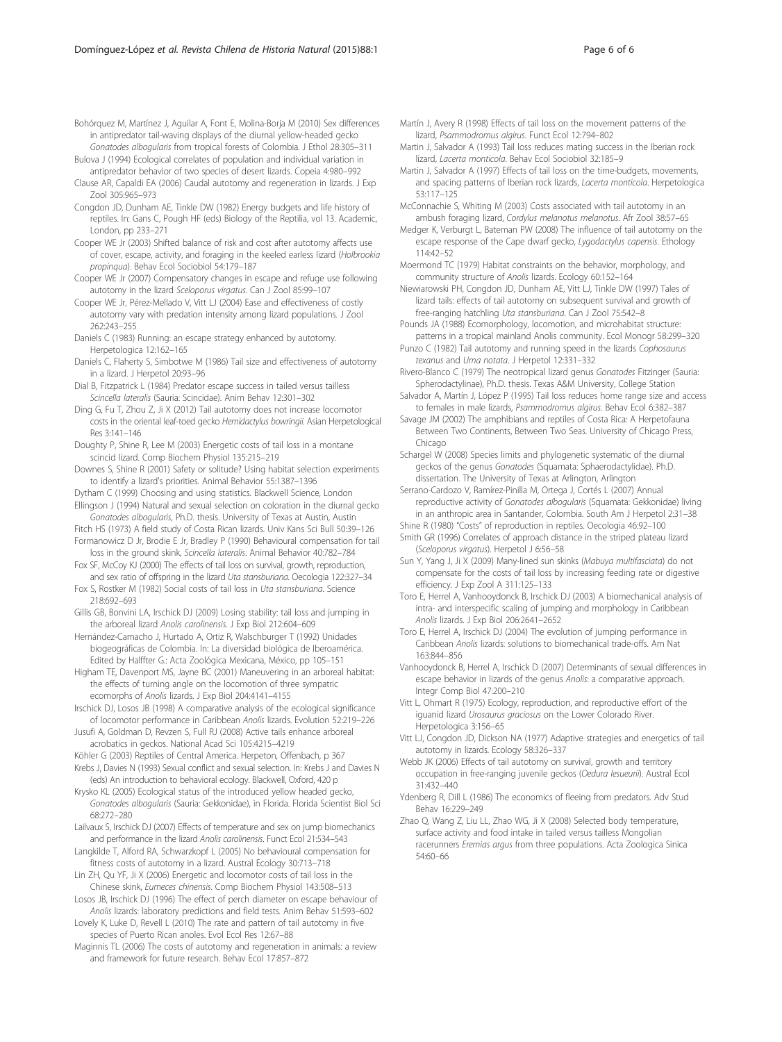Bohórquez M, Martínez J, Aguilar A, Font E, Molina-Borja M (2010) Sex differences in antipredator tail-waving displays of the diurnal yellow-headed gecko *Gonatodes albogularis* from tropical forests of Colombia. J Ethol 28:305–311

Bulova J (1994) Ecological correlates of population and individual variation in antipredator behavior of two species of desert lizards. Copeia 4:980–992

Clause AR, Capaldi EA (2006) Caudal autotomy and regeneration in lizards. J Exp Zool 305:965–973

Congdon JD, Dunham AE, Tinkle DW (1982) Energy budgets and life history of reptiles. In: Gans C, Pough HF (eds) Biology of the Reptilia, vol 13. Academic, London, pp 233–271

Cooper WE Jr (2003) Shifted balance of risk and cost after autotomy affects use of cover, escape, activity, and foraging in the keeled earless lizard (*Holbrookia propinqua*). Behav Ecol Sociobiol 54:179–187

Cooper WE Jr (2007) Compensatory changes in escape and refuge use following autotomy in the lizard *Sceloporus virgatus*. Can J Zool 85:99–107

Cooper WE Jr, Pérez-Mellado V, Vitt LJ (2004) Ease and effectiveness of costly autotomy vary with predation intensity among lizard populations. J Zool 262:243–255

Daniels C (1983) Running: an escape strategy enhanced by autotomy. Herpetologica 12:162–165

Daniels C, Flaherty S, Simbotwe M (1986) Tail size and effectiveness of autotomy in a lizard. J Herpetol 20:93–96

Dial B, Fitzpatrick L (1984) Predator escape success in tailed versus tailless *Scincella lateralis* (Sauria: Scincidae). Anim Behav 12:301–302

Ding G, Fu T, Zhou Z, Ji X (2012) Tail autotomy does not increase locomotor costs in the oriental leaf-toed gecko *Hemidactylus bowringii*. Asian Herpetological Res 3:141–146

Doughty P, Shine R, Lee M (2003) Energetic costs of tail loss in a montane scincid lizard. Comp Biochem Physiol 135:215–219

Downes S, Shine R (2001) Safety or solitude? Using habitat selection experiments to identify a lizard's priorities. Animal Behavior 55:1387–1396

Dytham C (1999) Choosing and using statistics. Blackwell Science, London

Ellingson J (1994) Natural and sexual selection on coloration in the diurnal gecko *Gonatodes albogularis*, Ph.D. thesis. University of Texas at Austin, Austin

Fitch HS (1973) A field study of Costa Rican lizards. Univ Kans Sci Bull 50:39–126

Formanowicz D Jr, Brodie E Jr, Bradley P (1990) Behavioural compensation for tail loss in the ground skink, *Scincella lateralis*. Animal Behavior 40:782–784

Fox SF, McCoy KJ (2000) The effects of tail loss on survival, growth, reproduction, and sex ratio of offspring in the lizard *Uta stansburiana*. Oecologia 122:327–34

Fox S, Rostker M (1982) Social costs of tail loss in *Uta stansburiana*. Science 218:692–693

Gillis GB, Bonvini LA, Irschick DJ (2009) Losing stability: tail loss and jumping in the arboreal lizard *Anolis carolinensis*. J Exp Biol 212:604–609

Hernández-Camacho J, Hurtado A, Ortiz R, Walschburger T (1992) Unidades biogeográficas de Colombia. In: La diversidad biológica de Iberoamérica. Edited by Halffter G.: Acta Zoológica Mexicana, México, pp 105–151

Higham TE, Davenport MS, Jayne BC (2001) Maneuvering in an arboreal habitat: the effects of turning angle on the locomotion of three sympatric ecomorphs of *Anolis* lizards. J Exp Biol 204:4141–4155

Irschick DJ, Losos JB (1998) A comparative analysis of the ecological significance of locomotor performance in Caribbean *Anolis* lizards. Evolution 52:219–226

Jusufi A, Goldman D, Revzen S, Full RJ (2008) Active tails enhance arboreal acrobatics in geckos. National Acad Sci 105:4215–4219

Köhler G (2003) Reptiles of Central America. Herpeton, Offenbach, p 367

Krebs J, Davies N (1993) Sexual conflict and sexual selection. In: Krebs J and Davies N (eds) An introduction to behavioral ecology. Blackwell, Oxford, 420 p

Krysko KL (2005) Ecological status of the introduced yellow headed gecko, *Gonatodes albogularis* (Sauria: Gekkonidae), in Florida. Florida Scientist Biol Sci 68:272–280

Lailvaux S, Irschick DJ (2007) Effects of temperature and sex on jump biomechanics and performance in the lizard *Anolis carolinensis*. Funct Ecol 21:534–543

Langkilde T, Alford RA, Schwarzkopf L (2005) No behavioural compensation for fitness costs of autotomy in a lizard. Austral Ecology 30:713–718

Lin ZH, Qu YF, Ji X (2006) Energetic and locomotor costs of tail loss in the Chinese skink, *Eumeces chinensis*. Comp Biochem Physiol 143:508–513

Losos JB, Irschick DJ (1996) The effect of perch diameter on escape behaviour of *Anolis* lizards: laboratory predictions and field tests. Anim Behav 51:593–602

Lovely K, Luke D, Revell L (2010) The rate and pattern of tail autotomy in five species of Puerto Rican anoles. Evol Ecol Res 12:67–88

Maginnis TL (2006) The costs of autotomy and regeneration in animals: a review and framework for future research. Behav Ecol 17:857–872

Martín J, Avery R (1998) Effects of tail loss on the movement patterns of the lizard, *Psammodromus algirus*. Funct Ecol 12:794–802

Martin J, Salvador A (1993) Tail loss reduces mating success in the Iberian rock lizard, *Lacerta monticola*. Behav Ecol Sociobiol 32:185–9

Martin J, Salvador A (1997) Effects of tail loss on the time-budgets, movements, and spacing patterns of Iberian rock lizards, *Lacerta monticola*. Herpetologica 53:117–125

McConnachie S, Whiting M (2003) Costs associated with tail autotomy in an ambush foraging lizard, *Cordylus melanotus melanotus*. Afr Zool 38:57–65

Medger K, Verburgt L, Bateman PW (2008) The influence of tail autotomy on the escape response of the Cape dwarf gecko, *Lygodactylus capensis*. Ethology 114:42–52

Moermond TC (1979) Habitat constraints on the behavior, morphology, and community structure of *Anolis* lizards. Ecology 60:152–164

Niewiarowski PH, Congdon JD, Dunham AE, Vitt LJ, Tinkle DW (1997) Tales of lizard tails: effects of tail autotomy on subsequent survival and growth of free-ranging hatchling *Uta stansburiana*. Can J Zool 75:542–8

Pounds JA (1988) Ecomorphology, locomotion, and microhabitat structure: patterns in a tropical mainland Anolis community. Ecol Monogr 58:299–320

Punzo C (1982) Tail autotomy and running speed in the lizards *Cophosaurus texanus* and *Uma notata*. J Herpetol 12:331–332

Rivero-Blanco C (1979) The neotropical lizard genus *Gonatodes* Fitzinger (Sauria: Spherodactylinae), Ph.D. thesis. Texas A&M University, College Station

Salvador A, Martín J, López P (1995) Tail loss reduces home range size and access to females in male lizards, *Psammodromus algirus*. Behav Ecol 6:382–387

Savage JM (2002) The amphibians and reptiles of Costa Rica: A Herpetofauna Between Two Continents, Between Two Seas. University of Chicago Press, Chicago

Schargel W (2008) Species limits and phylogenetic systematic of the diurnal geckos of the genus *Gonatodes* (Squamata: Sphaerodactylidae). Ph.D. dissertation. The University of Texas at Arlington, Arlington

Serrano-Cardozo V, Ramírez-Pinilla M, Ortega J, Cortés L (2007) Annual reproductive activity of *Gonatodes albogularis* (Squamata: Gekkonidae) living in an anthropic area in Santander, Colombia. South Am J Herpetol 2:31–38

Shine R (1980) "Costs" of reproduction in reptiles. Oecologia 46:92–100

Smith GR (1996) Correlates of approach distance in the striped plateau lizard (*Sceloporus virgatus*). Herpetol J 6:56–58

Sun Y, Yang J, Ji X (2009) Many-lined sun skinks (*Mabuya multifasciata*) do not compensate for the costs of tail loss by increasing feeding rate or digestive efficiency. J Exp Zool A 311:125–133

Toro E, Herrel A, Vanhooydonck B, Irschick DJ (2003) A biomechanical analysis of intra- and interspecific scaling of jumping and morphology in Caribbean *Anolis* lizards. J Exp Biol 206:2641–2652

Toro E, Herrel A, Irschick DJ (2004) The evolution of jumping performance in Caribbean *Anolis* lizards: solutions to biomechanical trade-offs. Am Nat 163:844–856

Vanhooydonck B, Herrel A, Irschick D (2007) Determinants of sexual differences in escape behavior in lizards of the genus *Anolis*: a comparative approach. Integr Comp Biol 47:200–210

Vitt L, Ohmart R (1975) Ecology, reproduction, and reproductive effort of the iguanid lizard *Urosaurus graciosus* on the Lower Colorado River. Herpetologica 3:156–65

Vitt LJ, Congdon JD, Dickson NA (1977) Adaptive strategies and energetics of tail autotomy in lizards. Ecology 58:326–337

Webb JK (2006) Effects of tail autotomy on survival, growth and territory occupation in free-ranging juvenile geckos (*Oedura lesueurii*). Austral Ecol 31:432–440

Ydenberg R, Dill L (1986) The economics of fleeing from predators. Adv Stud Behav 16:229–249

Zhao Q, Wang Z, Liu LL, Zhao WG, Ji X (2008) Selected body temperature, surface activity and food intake in tailed versus tailless Mongolian racerunners *Eremias argus* from three populations. Acta Zoologica Sinica 54:60–66